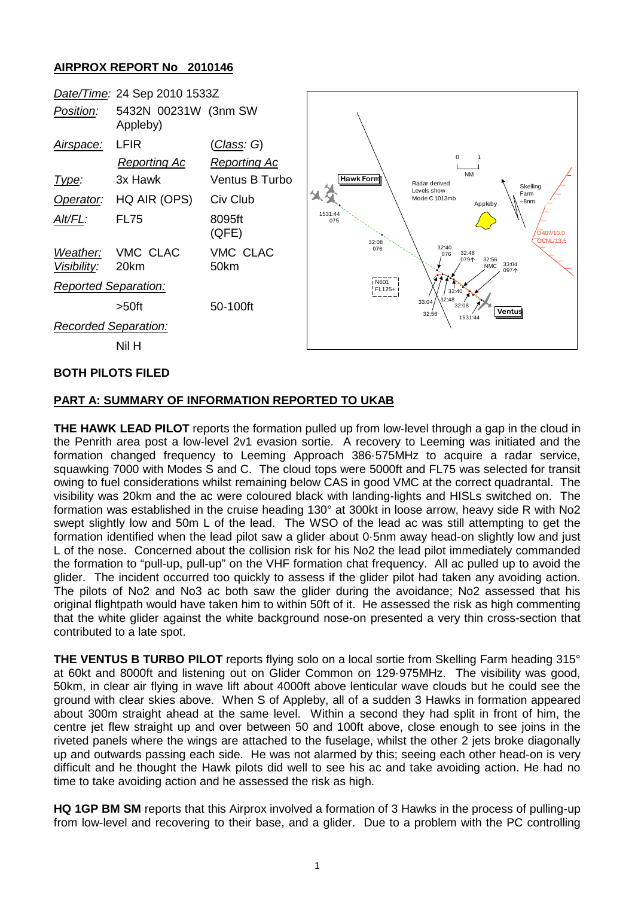## AIRPROX REPORT No 2010146

| | | |
|---|---|---|
| *Date/Time:* | 24 Sep 2010 1533Z | |
| *Position:* | 5432N 00231W (3nm SW Appleby) | |
| *Airspace:* | LFIR | (*Class*: G) |
| | *Reporting Ac* | *Reporting Ac* |
| *Type:* | 3x Hawk | Ventus B Turbo |
| *Operator:* | HQ AIR (OPS) | Civ Club |
| *Alt/FL:* | FL75 | 8095ft (QFE) |
| *Weather:* | VMC CLAC | VMC CLAC |
| *Visibility:* | 20km | 50km |
| *Reported Separation:* | | |
| | >50ft | 50-100ft |
| *Recorded Separation:* | | |
| | Nil H | |

**BOTH PILOTS FILED**

**PART A: SUMMARY OF INFORMATION REPORTED TO UKAB**

**THE HAWK LEAD PILOT** reports the formation pulled up from low-level through a gap in the cloud in the Penrith area post a low-level 2v1 evasion sortie. A recovery to Leeming was initiated and the formation changed frequency to Leeming Approach 386·575MHz to acquire a radar service, squawking 7000 with Modes S and C. The cloud tops were 5000ft and FL75 was selected for transit owing to fuel considerations whilst remaining below CAS in good VMC at the correct quadrantal. The visibility was 20km and the ac were coloured black with landing-lights and HISLs switched on. The formation was established in the cruise heading 130° at 300kt in loose arrow, heavy side R with No2 swept slightly low and 50m L of the lead. The WSO of the lead ac was still attempting to get the formation identified when the lead pilot saw a glider about 0·5nm away head-on slightly low and just L of the nose. Concerned about the collision risk for his No2 the lead pilot immediately commanded the formation to "pull-up, pull-up" on the VHF formation chat frequency. All ac pulled up to avoid the glider. The incident occurred too quickly to assess if the glider pilot had taken any avoiding action. The pilots of No2 and No3 ac both saw the glider during the avoidance; No2 assessed that his original flightpath would have taken him to within 50ft of it. He assessed the risk as high commenting that the white glider against the white background nose-on presented a very thin cross-section that contributed to a late spot.

**THE VENTUS B TURBO PILOT** reports flying solo on a local sortie from Skelling Farm heading 315° at 60kt and 8000ft and listening out on Glider Common on 129·975MHz. The visibility was good, 50km, in clear air flying in wave lift about 4000ft above lenticular wave clouds but he could see the ground with clear skies above. When S of Appleby, all of a sudden 3 Hawks in formation appeared about 300m straight ahead at the same level. Within a second they had split in front of him, the centre jet flew straight up and over between 50 and 100ft above, close enough to see joins in the riveted panels where the wings are attached to the fuselage, whilst the other 2 jets broke diagonally up and outwards passing each side. He was not alarmed by this; seeing each other head-on is very difficult and he thought the Hawk pilots did well to see his ac and take avoiding action. He had no time to take avoiding action and he assessed the risk as high.

**HQ 1GP BM SM** reports that this Airprox involved a formation of 3 Hawks in the process of pulling-up from low-level and recovering to their base, and a glider. Due to a problem with the PC controlling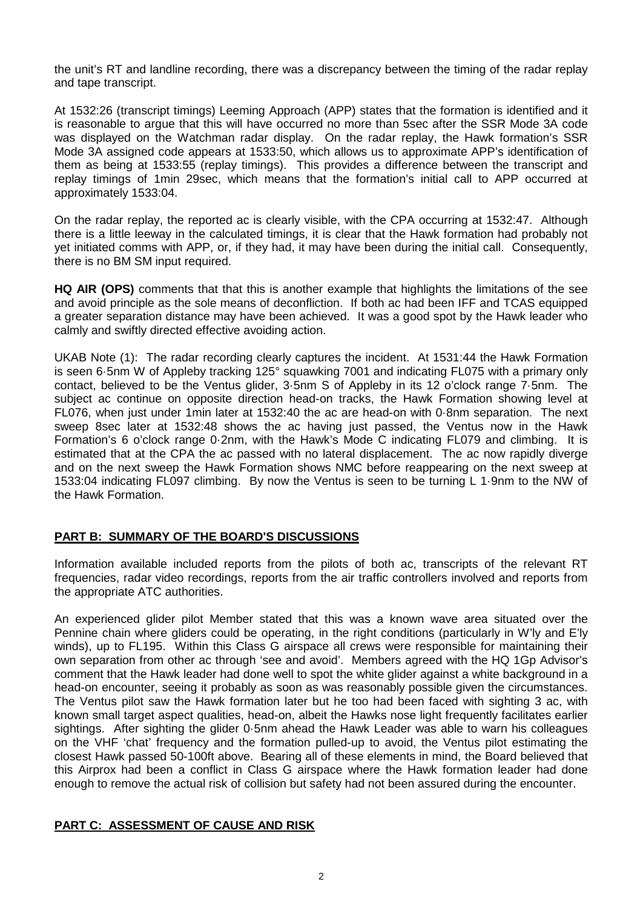the unit's RT and landline recording, there was a discrepancy between the timing of the radar replay and tape transcript.

At 1532:26 (transcript timings) Leeming Approach (APP) states that the formation is identified and it is reasonable to argue that this will have occurred no more than 5sec after the SSR Mode 3A code was displayed on the Watchman radar display. On the radar replay, the Hawk formation's SSR Mode 3A assigned code appears at 1533:50, which allows us to approximate APP's identification of them as being at 1533:55 (replay timings). This provides a difference between the transcript and replay timings of 1min 29sec, which means that the formation's initial call to APP occurred at approximately 1533:04.

On the radar replay, the reported ac is clearly visible, with the CPA occurring at 1532:47. Although there is a little leeway in the calculated timings, it is clear that the Hawk formation had probably not yet initiated comms with APP, or, if they had, it may have been during the initial call. Consequently, there is no BM SM input required.

**HQ AIR (OPS)** comments that that this is another example that highlights the limitations of the see and avoid principle as the sole means of deconfliction. If both ac had been IFF and TCAS equipped a greater separation distance may have been achieved. It was a good spot by the Hawk leader who calmly and swiftly directed effective avoiding action.

UKAB Note (1): The radar recording clearly captures the incident. At 1531:44 the Hawk Formation is seen 6·5nm W of Appleby tracking 125° squawking 7001 and indicating FL075 with a primary only contact, believed to be the Ventus glider, 3·5nm S of Appleby in its 12 o'clock range 7·5nm. The subject ac continue on opposite direction head-on tracks, the Hawk Formation showing level at FL076, when just under 1min later at 1532:40 the ac are head-on with 0·8nm separation. The next sweep 8sec later at 1532:48 shows the ac having just passed, the Ventus now in the Hawk Formation's 6 o'clock range 0·2nm, with the Hawk's Mode C indicating FL079 and climbing. It is estimated that at the CPA the ac passed with no lateral displacement. The ac now rapidly diverge and on the next sweep the Hawk Formation shows NMC before reappearing on the next sweep at 1533:04 indicating FL097 climbing. By now the Ventus is seen to be turning L 1·9nm to the NW of the Hawk Formation.

## PART B: SUMMARY OF THE BOARD'S DISCUSSIONS

Information available included reports from the pilots of both ac, transcripts of the relevant RT frequencies, radar video recordings, reports from the air traffic controllers involved and reports from the appropriate ATC authorities.

An experienced glider pilot Member stated that this was a known wave area situated over the Pennine chain where gliders could be operating, in the right conditions (particularly in W'ly and E'ly winds), up to FL195. Within this Class G airspace all crews were responsible for maintaining their own separation from other ac through 'see and avoid'. Members agreed with the HQ 1Gp Advisor's comment that the Hawk leader had done well to spot the white glider against a white background in a head-on encounter, seeing it probably as soon as was reasonably possible given the circumstances. The Ventus pilot saw the Hawk formation later but he too had been faced with sighting 3 ac, with known small target aspect qualities, head-on, albeit the Hawks nose light frequently facilitates earlier sightings. After sighting the glider 0·5nm ahead the Hawk Leader was able to warn his colleagues on the VHF 'chat' frequency and the formation pulled-up to avoid, the Ventus pilot estimating the closest Hawk passed 50-100ft above. Bearing all of these elements in mind, the Board believed that this Airprox had been a conflict in Class G airspace where the Hawk formation leader had done enough to remove the actual risk of collision but safety had not been assured during the encounter.

## PART C: ASSESSMENT OF CAUSE AND RISK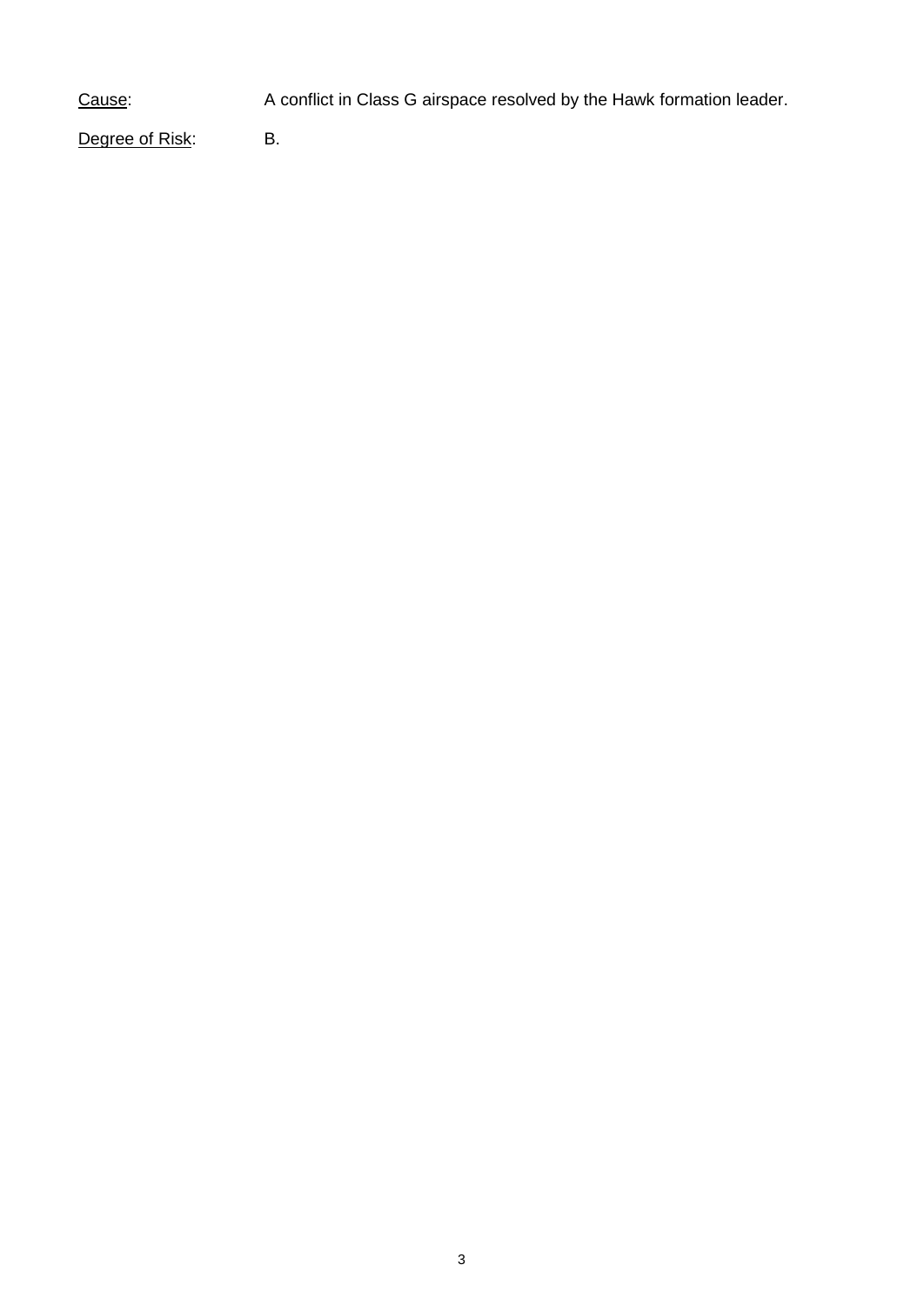<u>Cause</u>: A conflict in Class G airspace resolved by the Hawk formation leader.

<u>Degree of Risk</u>: B.